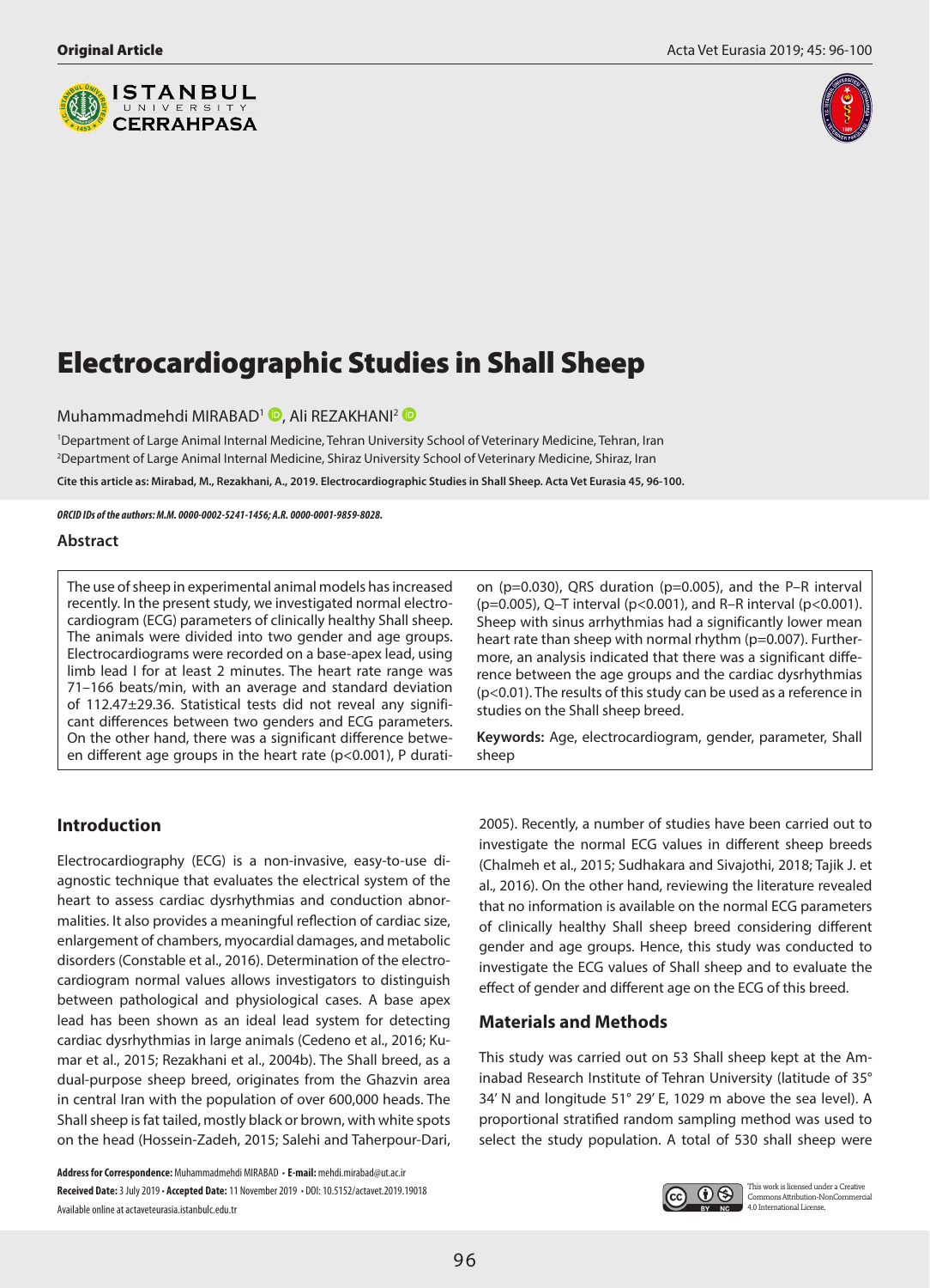Original Article

# Electrocardiographic Studies in Shall Sheep

Muhammadmehdi MIRABAD[1], Ali REZAKHANI[2]

[1]Department of Large Animal Internal Medicine, Tehran University School of Veterinary Medicine, Tehran, Iran
[2]Department of Large Animal Internal Medicine, Shiraz University School of Veterinary Medicine, Shiraz, Iran

**Cite this article as: Mirabad, M., Rezakhani, A., 2019. Electrocardiographic Studies in Shall Sheep. Acta Vet Eurasia 45, 96-100.**

***ORCID IDs of the authors: M.M. 0000-0002-5241-1456; A.R. 0000-0001-9859-8028.***

## Abstract

The use of sheep in experimental animal models has increased recently. In the present study, we investigated normal electrocardiogram (ECG) parameters of clinically healthy Shall sheep. The animals were divided into two gender and age groups. Electrocardiograms were recorded on a base-apex lead, using limb lead I for at least 2 minutes. The heart rate range was 71–166 beats/min, with an average and standard deviation of 112.47±29.36. Statistical tests did not reveal any significant differences between two genders and ECG parameters. On the other hand, there was a significant difference between different age groups in the heart rate ($p<0.001$), P duration ($p=0.030$), QRS duration ($p=0.005$), and the P–R interval ($p=0.005$), Q–T interval ($p<0.001$), and R–R interval ($p<0.001$). Sheep with sinus arrhythmias had a significantly lower mean heart rate than sheep with normal rhythm ($p=0.007$). Furthermore, an analysis indicated that there was a significant difference between the age groups and the cardiac dysrhythmias ($p<0.01$). The results of this study can be used as a reference in studies on the Shall sheep breed.

**Keywords:** Age, electrocardiogram, gender, parameter, Shall sheep

## Introduction

Electrocardiography (ECG) is a non-invasive, easy-to-use diagnostic technique that evaluates the electrical system of the heart to assess cardiac dysrhythmias and conduction abnormalities. It also provides a meaningful reflection of cardiac size, enlargement of chambers, myocardial damages, and metabolic disorders (Constable et al., 2016). Determination of the electrocardiogram normal values allows investigators to distinguish between pathological and physiological cases. A base apex lead has been shown as an ideal lead system for detecting cardiac dysrhythmias in large animals (Cedeno et al., 2016; Kumar et al., 2015; Rezakhani et al., 2004b). The Shall breed, as a dual-purpose sheep breed, originates from the Ghazvin area in central Iran with the population of over 600,000 heads. The Shall sheep is fat tailed, mostly black or brown, with white spots on the head (Hossein-Zadeh, 2015; Salehi and Taherpour-Dari, 2005). Recently, a number of studies have been carried out to investigate the normal ECG values in different sheep breeds (Chalmeh et al., 2015; Sudhakara and Sivajothi, 2018; Tajik J. et al., 2016). On the other hand, reviewing the literature revealed that no information is available on the normal ECG parameters of clinically healthy Shall sheep breed considering different gender and age groups. Hence, this study was conducted to investigate the ECG values of Shall sheep and to evaluate the effect of gender and different age on the ECG of this breed.

## Materials and Methods

This study was carried out on 53 Shall sheep kept at the Aminabad Research Institute of Tehran University (latitude of 35° 34′ N and longitude 51° 29′ E, 1029 m above the sea level). A proportional stratified random sampling method was used to select the study population. A total of 530 shall sheep were

**Address for Correspondence:** Muhammadmehdi MIRABAD • **E-mail:** mehdi.mirabad@ut.ac.ir
**Received Date:** 3 July 2019 • **Accepted Date:** 11 November 2019 • DOI: 10.5152/actavet.2019.19018
Available online at actaveteurasia.istanbulc.edu.tr

This work is licensed under a Creative Commons Attribution-NonCommercial 4.0 International License.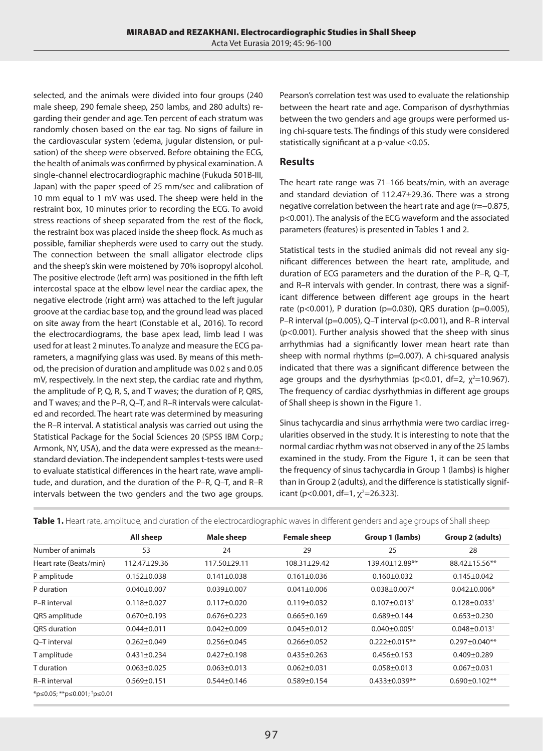selected, and the animals were divided into four groups (240 male sheep, 290 female sheep, 250 lambs, and 280 adults) regarding their gender and age. Ten percent of each stratum was randomly chosen based on the ear tag. No signs of failure in the cardiovascular system (edema, jugular distension, or pulsation) of the sheep were observed. Before obtaining the ECG, the health of animals was confirmed by physical examination. A single-channel electrocardiographic machine (Fukuda 501B-III, Japan) with the paper speed of 25 mm/sec and calibration of 10 mm equal to 1 mV was used. The sheep were held in the restraint box, 10 minutes prior to recording the ECG. To avoid stress reactions of sheep separated from the rest of the flock, the restraint box was placed inside the sheep flock. As much as possible, familiar shepherds were used to carry out the study. The connection between the small alligator electrode clips and the sheep's skin were moistened by 70% isopropyl alcohol. The positive electrode (left arm) was positioned in the fifth left intercostal space at the elbow level near the cardiac apex, the negative electrode (right arm) was attached to the left jugular groove at the cardiac base top, and the ground lead was placed on site away from the heart (Constable et al., 2016). To record the electrocardiograms, the base apex lead, limb lead I was used for at least 2 minutes. To analyze and measure the ECG parameters, a magnifying glass was used. By means of this method, the precision of duration and amplitude was 0.02 s and 0.05 mV, respectively. In the next step, the cardiac rate and rhythm, the amplitude of P, Q, R, S, and T waves; the duration of P, QRS, and T waves; and the P–R, Q–T, and R–R intervals were calculated and recorded. The heart rate was determined by measuring the R–R interval. A statistical analysis was carried out using the Statistical Package for the Social Sciences 20 (SPSS IBM Corp.; Armonk, NY, USA), and the data were expressed as the mean±standard deviation. The independent samples t-tests were used to evaluate statistical differences in the heart rate, wave amplitude, and duration, and the duration of the P–R, Q–T, and R–R intervals between the two genders and the two age groups. Pearson's correlation test was used to evaluate the relationship between the heart rate and age. Comparison of dysrhythmias between the two genders and age groups were performed using chi-square tests. The findings of this study were considered statistically significant at a p-value <0.05.

## Results

The heart rate range was 71–166 beats/min, with an average and standard deviation of 112.47±29.36. There was a strong negative correlation between the heart rate and age (r=−0.875, p<0.001). The analysis of the ECG waveform and the associated parameters (features) is presented in Tables 1 and 2.

Statistical tests in the studied animals did not reveal any significant differences between the heart rate, amplitude, and duration of ECG parameters and the duration of the P–R, Q–T, and R–R intervals with gender. In contrast, there was a significant difference between different age groups in the heart rate (p<0.001), P duration (p=0.030), QRS duration (p=0.005), P–R interval (p=0.005), Q–T interval (p<0.001), and R–R interval (p<0.001). Further analysis showed that the sheep with sinus arrhythmias had a significantly lower mean heart rate than sheep with normal rhythms (p=0.007). A chi-squared analysis indicated that there was a significant difference between the age groups and the dysrhythmias (p<0.01, df=2, $\chi^2$=10.967). The frequency of cardiac dysrhythmias in different age groups of Shall sheep is shown in the Figure 1.

Sinus tachycardia and sinus arrhythmia were two cardiac irregularities observed in the study. It is interesting to note that the normal cardiac rhythm was not observed in any of the 25 lambs examined in the study. From the Figure 1, it can be seen that the frequency of sinus tachycardia in Group 1 (lambs) is higher than in Group 2 (adults), and the difference is statistically significant (p<0.001, df=1, $\chi^2$=26.323).

**Table 1.** Heart rate, amplitude, and duration of the electrocardiographic waves in different genders and age groups of Shall sheep

| | All sheep | Male sheep | Female sheep | Group 1 (lambs) | Group 2 (adults) |
|---|---|---|---|---|---|
| Number of animals | 53 | 24 | 29 | 25 | 28 |
| Heart rate (Beats/min) | 112.47±29.36 | 117.50±29.11 | 108.31±29.42 | 139.40±12.89** | 88.42±15.56** |
| P amplitude | 0.152±0.038 | 0.141±0.038 | 0.161±0.036 | 0.160±0.032 | 0.145±0.042 |
| P duration | 0.040±0.007 | 0.039±0.007 | 0.041±0.006 | 0.038±0.007* | 0.042±0.006* |
| P–R interval | 0.118±0.027 | 0.117±0.020 | 0.119±0.032 | 0.107±0.013† | 0.128±0.033† |
| QRS amplitude | 0.670±0.193 | 0.676±0.223 | 0.665±0.169 | 0.689±0.144 | 0.653±0.230 |
| QRS duration | 0.044±0.011 | 0.042±0.009 | 0.045±0.012 | 0.040±0.005† | 0.048±0.013† |
| Q–T interval | 0.262±0.049 | 0.256±0.045 | 0.266±0.052 | 0.222±0.015** | 0.297±0.040** |
| T amplitude | 0.431±0.234 | 0.427±0.198 | 0.435±0.263 | 0.456±0.153 | 0.409±0.289 |
| T duration | 0.063±0.025 | 0.063±0.013 | 0.062±0.031 | 0.058±0.013 | 0.067±0.031 |
| R–R interval | 0.569±0.151 | 0.544±0.146 | 0.589±0.154 | 0.433±0.039** | 0.690±0.102** |

*p≤0.05; **p≤0.001; †p≤0.01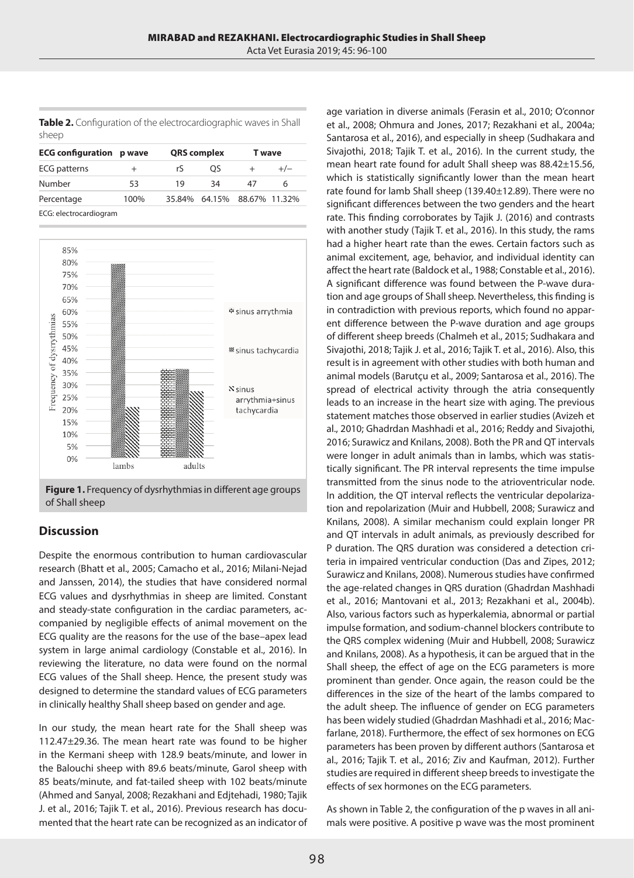**Table 2.** Configuration of the electrocardiographic waves in Shall sheep

| ECG configuration | p wave | QRS complex | | T wave | |
|---|---|---|---|---|---|
| ECG patterns | + | rS | QS | + | +/− |
| Number | 53 | 19 | 34 | 47 | 6 |
| Percentage | 100% | 35.84% | 64.15% | 88.67% | 11.32% |

ECG: electrocardiogram

85%
80%
75%
70%
65%
60%
55%
50%
45%
40%
35%
30%
25%
20%
15%
10%
5%
0%

Frequency of dysrythmias

lambs
adults

sinus arrythmia
sinus tachycardia
sinus arrythmia+sinus tachycardia

**Figure 1.** Frequency of dysrhythmias in different age groups of Shall sheep

## Discussion

Despite the enormous contribution to human cardiovascular research (Bhatt et al., 2005; Camacho et al., 2016; Milani-Nejad and Janssen, 2014), the studies that have considered normal ECG values and dysrhythmias in sheep are limited. Constant and steady-state configuration in the cardiac parameters, accompanied by negligible effects of animal movement on the ECG quality are the reasons for the use of the base–apex lead system in large animal cardiology (Constable et al., 2016). In reviewing the literature, no data were found on the normal ECG values of the Shall sheep. Hence, the present study was designed to determine the standard values of ECG parameters in clinically healthy Shall sheep based on gender and age.

In our study, the mean heart rate for the Shall sheep was 112.47±29.36. The mean heart rate was found to be higher in the Kermani sheep with 128.9 beats/minute, and lower in the Balouchi sheep with 89.6 beats/minute, Garol sheep with 85 beats/minute, and fat-tailed sheep with 102 beats/minute (Ahmed and Sanyal, 2008; Rezakhani and Edjtehadi, 1980; Tajik J. et al., 2016; Tajik T. et al., 2016). Previous research has documented that the heart rate can be recognized as an indicator of age variation in diverse animals (Ferasin et al., 2010; O'connor et al., 2008; Ohmura and Jones, 2017; Rezakhani et al., 2004a; Santarosa et al., 2016), and especially in sheep (Sudhakara and Sivajothi, 2018; Tajik T. et al., 2016). In the current study, the mean heart rate found for adult Shall sheep was 88.42±15.56, which is statistically significantly lower than the mean heart rate found for lamb Shall sheep (139.40±12.89). There were no significant differences between the two genders and the heart rate. This finding corroborates by Tajik J. (2016) and contrasts with another study (Tajik T. et al., 2016). In this study, the rams had a higher heart rate than the ewes. Certain factors such as animal excitement, age, behavior, and individual identity can affect the heart rate (Baldock et al., 1988; Constable et al., 2016). A significant difference was found between the P-wave duration and age groups of Shall sheep. Nevertheless, this finding is in contradiction with previous reports, which found no apparent difference between the P-wave duration and age groups of different sheep breeds (Chalmeh et al., 2015; Sudhakara and Sivajothi, 2018; Tajik J. et al., 2016; Tajik T. et al., 2016). Also, this result is in agreement with other studies with both human and animal models (Barutçu et al., 2009; Santarosa et al., 2016). The spread of electrical activity through the atria consequently leads to an increase in the heart size with aging. The previous statement matches those observed in earlier studies (Avizeh et al., 2010; Ghadrdan Mashhadi et al., 2016; Reddy and Sivajothi, 2016; Surawicz and Knilans, 2008). Both the PR and QT intervals were longer in adult animals than in lambs, which was statistically significant. The PR interval represents the time impulse transmitted from the sinus node to the atrioventricular node. In addition, the QT interval reflects the ventricular depolarization and repolarization (Muir and Hubbell, 2008; Surawicz and Knilans, 2008). A similar mechanism could explain longer PR and QT intervals in adult animals, as previously described for P duration. The QRS duration was considered a detection criteria in impaired ventricular conduction (Das and Zipes, 2012; Surawicz and Knilans, 2008). Numerous studies have confirmed the age-related changes in QRS duration (Ghadrdan Mashhadi et al., 2016; Mantovani et al., 2013; Rezakhani et al., 2004b). Also, various factors such as hyperkalemia, abnormal or partial impulse formation, and sodium-channel blockers contribute to the QRS complex widening (Muir and Hubbell, 2008; Surawicz and Knilans, 2008). As a hypothesis, it can be argued that in the Shall sheep, the effect of age on the ECG parameters is more prominent than gender. Once again, the reason could be the differences in the size of the heart of the lambs compared to the adult sheep. The influence of gender on ECG parameters has been widely studied (Ghadrdan Mashhadi et al., 2016; Macfarlane, 2018). Furthermore, the effect of sex hormones on ECG parameters has been proven by different authors (Santarosa et al., 2016; Tajik T. et al., 2016; Ziv and Kaufman, 2012). Further studies are required in different sheep breeds to investigate the effects of sex hormones on the ECG parameters.

As shown in Table 2, the configuration of the p waves in all animals were positive. A positive p wave was the most prominent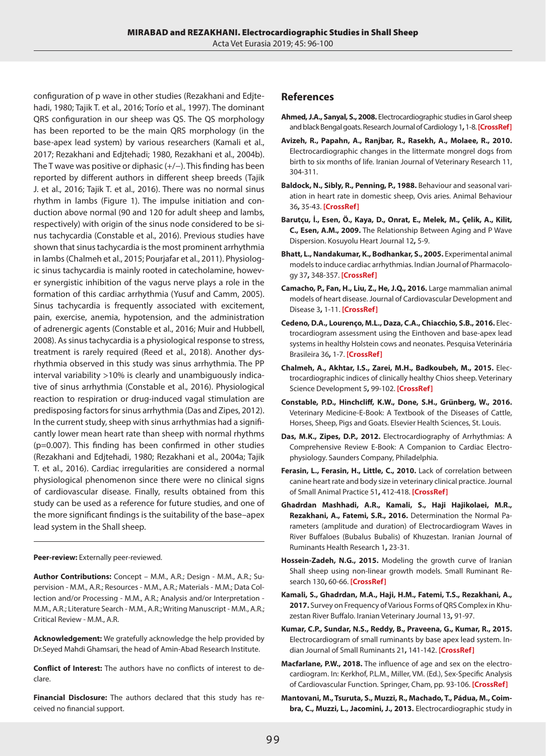configuration of p wave in other studies (Rezakhani and Edjtehadi, 1980; Tajik T. et al., 2016; Torío et al., 1997). The dominant QRS configuration in our sheep was QS. The QS morphology has been reported to be the main QRS morphology (in the base-apex lead system) by various researchers (Kamali et al., 2017; Rezakhani and Edjtehadi; 1980, Rezakhani et al., 2004b). The T wave was positive or diphasic (+/−). This finding has been reported by different authors in different sheep breeds (Tajik J. et al., 2016; Tajik T. et al., 2016). There was no normal sinus rhythm in lambs (Figure 1). The impulse initiation and conduction above normal (90 and 120 for adult sheep and lambs, respectively) with origin of the sinus node considered to be sinus tachycardia (Constable et al., 2016). Previous studies have shown that sinus tachycardia is the most prominent arrhythmia in lambs (Chalmeh et al., 2015; Pourjafar et al., 2011). Physiologic sinus tachycardia is mainly rooted in catecholamine, however synergistic inhibition of the vagus nerve plays a role in the formation of this cardiac arrhythmia (Yusuf and Camm, 2005). Sinus tachycardia is frequently associated with excitement, pain, exercise, anemia, hypotension, and the administration of adrenergic agents (Constable et al., 2016; Muir and Hubbell, 2008). As sinus tachycardia is a physiological response to stress, treatment is rarely required (Reed et al., 2018). Another dysrhythmia observed in this study was sinus arrhythmia. The PP interval variability >10% is clearly and unambiguously indicative of sinus arrhythmia (Constable et al., 2016). Physiological reaction to respiration or drug-induced vagal stimulation are predisposing factors for sinus arrhythmia (Das and Zipes, 2012). In the current study, sheep with sinus arrhythmias had a significantly lower mean heart rate than sheep with normal rhythms (p=0.007). This finding has been confirmed in other studies (Rezakhani and Edjtehadi, 1980; Rezakhani et al., 2004a; Tajik T. et al., 2016). Cardiac irregularities are considered a normal physiological phenomenon since there were no clinical signs of cardiovascular disease. Finally, results obtained from this study can be used as a reference for future studies, and one of the more significant findings is the suitability of the base–apex lead system in the Shall sheep.

**Peer-review:** Externally peer-reviewed.

**Author Contributions:** Concept – M.M., A.R.; Design - M.M., A.R.; Supervision - M.M., A.R.; Resources - M.M., A.R.; Materials - M.M.; Data Collection and/or Processing - M.M., A.R.; Analysis and/or Interpretation - M.M., A.R.; Literature Search - M.M., A.R.; Writing Manuscript - M.M., A.R.; Critical Review - M.M., A.R.

**Acknowledgement:** We gratefully acknowledge the help provided by Dr.Seyed Mahdi Ghamsari, the head of Amin-Abad Research Institute.

**Conflict of Interest:** The authors have no conflicts of interest to declare.

**Financial Disclosure:** The authors declared that this study has received no financial support.

## References

**Ahmed, J.A., Sanyal, S., 2008.** Electrocardiographic studies in Garol sheep and black Bengal goats. Research Journal of Cardiology 1**,** 1-8. **[CrossRef]**

**Avizeh, R., Papahn, A., Ranjbar, R., Rasekh, A., Molaee, R., 2010.** Electrocardiographic changes in the littermate mongrel dogs from birth to six months of life. Iranian Journal of Veterinary Research 11, 304-311.

**Baldock, N., Sibly, R., Penning, P., 1988.** Behaviour and seasonal variation in heart rate in domestic sheep, Ovis aries. Animal Behaviour 36**,** 35-43. **[CrossRef]**

**Barutçu, İ., Esen, Ö., Kaya, D., Onrat, E., Melek, M., Çelik, A., Kilit, C., Esen, A.M., 2009.** The Relationship Between Aging and P Wave Dispersion. Kosuyolu Heart Journal 12**,** 5-9.

**Bhatt, L., Nandakumar, K., Bodhankar, S., 2005.** Experimental animal models to induce cardiac arrhythmias. Indian Journal of Pharmacology 37**,** 348-357. **[CrossRef]**

**Camacho, P., Fan, H., Liu, Z., He, J.Q., 2016.** Large mammalian animal models of heart disease. Journal of Cardiovascular Development and Disease 3**,** 1-11. **[CrossRef]**

**Cedeno, D.A., Lourenço, M.L., Daza, C.A., Chiacchio, S.B., 2016.** Electrocardiogram assessment using the Einthoven and base-apex lead systems in healthy Holstein cows and neonates. Pesquisa Veterinária Brasileira 36**,** 1-7. **[CrossRef]**

**Chalmeh, A., Akhtar, I.S., Zarei, M.H., Badkoubeh, M., 2015.** Electrocardiographic indices of clinically healthy Chios sheep. Veterinary Science Development 5**,** 99-102. **[CrossRef]**

**Constable, P.D., Hinchcliff, K.W., Done, S.H., Grünberg, W., 2016.** Veterinary Medicine-E-Book: A Textbook of the Diseases of Cattle, Horses, Sheep, Pigs and Goats. Elsevier Health Sciences, St. Louis.

**Das, M.K., Zipes, D.P., 2012.** Electrocardiography of Arrhythmias: A Comprehensive Review E-Book: A Companion to Cardiac Electrophysiology. Saunders Company, Philadelphia.

**Ferasin, L., Ferasin, H., Little, C., 2010.** Lack of correlation between canine heart rate and body size in veterinary clinical practice. Journal of Small Animal Practice 51**,** 412-418. **[CrossRef]**

**Ghadrdan Mashhadi, A.R., Kamali, S., Haji Hajikolaei, M.R., Rezakhani, A., Fatemi, S.R., 2016.** Determination the Normal Parameters (amplitude and duration) of Electrocardiogram Waves in River Buffaloes (Bubalus Bubalis) of Khuzestan. Iranian Journal of Ruminants Health Research 1**,** 23-31.

**Hossein-Zadeh, N.G., 2015.** Modeling the growth curve of Iranian Shall sheep using non-linear growth models. Small Ruminant Research 130**,** 60-66. **[CrossRef]**

**Kamali, S., Ghadrdan, M.A., Haji, H.M., Fatemi, T.S., Rezakhani, A., 2017.** Survey on Frequency of Various Forms of QRS Complex in Khuzestan River Buffalo. Iranian Veterinary Journal 13**,** 91-97.

**Kumar, C.P., Sundar, N.S., Reddy, B., Praveena, G., Kumar, R., 2015.** Electrocardiogram of small ruminants by base apex lead system. Indian Journal of Small Ruminants 21**,** 141-142. **[CrossRef]**

**Macfarlane, P.W., 2018.** The influence of age and sex on the electrocardiogram. In: Kerkhof, P.L.M., Miller, VM. (Ed.), Sex-Specific Analysis of Cardiovascular Function. Springer, Cham, pp. 93-106. **[CrossRef]**

**Mantovani, M., Tsuruta, S., Muzzi, R., Machado, T., Pádua, M., Coimbra, C., Muzzi, L., Jacomini, J., 2013.** Electrocardiographic study in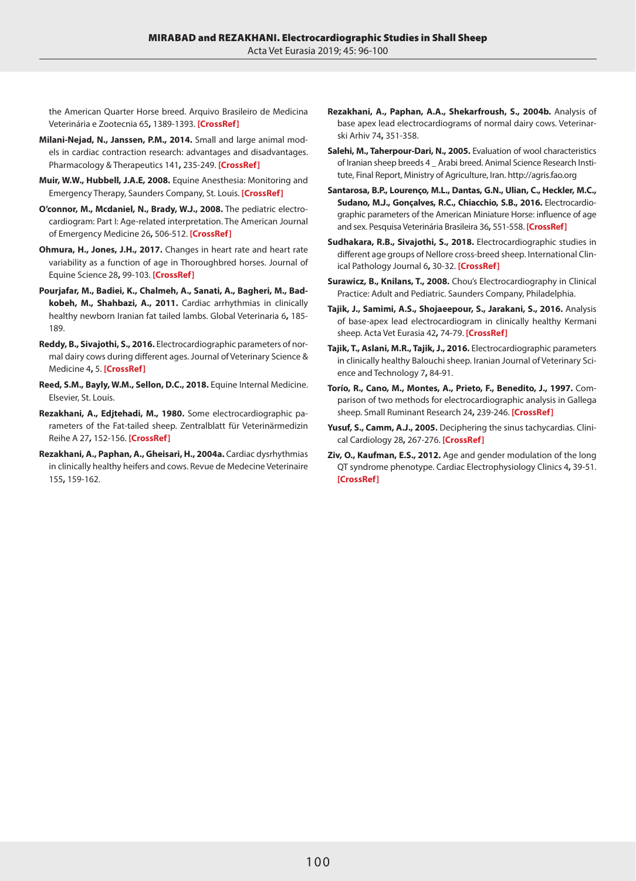the American Quarter Horse breed. Arquivo Brasileiro de Medicina Veterinária e Zootecnia 65, 1389-1393. [CrossRef]

**Milani-Nejad, N., Janssen, P.M., 2014.** Small and large animal models in cardiac contraction research: advantages and disadvantages. Pharmacology & Therapeutics 141, 235-249. [CrossRef]

**Muir, W.W., Hubbell, J.A.E, 2008.** Equine Anesthesia: Monitoring and Emergency Therapy, Saunders Company, St. Louis. [CrossRef]

**O'connor, M., Mcdaniel, N., Brady, W.J., 2008.** The pediatric electrocardiogram: Part I: Age-related interpretation. The American Journal of Emergency Medicine 26, 506-512. [CrossRef]

**Ohmura, H., Jones, J.H., 2017.** Changes in heart rate and heart rate variability as a function of age in Thoroughbred horses. Journal of Equine Science 28, 99-103. [CrossRef]

**Pourjafar, M., Badiei, K., Chalmeh, A., Sanati, A., Bagheri, M., Badkobeh, M., Shahbazi, A., 2011.** Cardiac arrhythmias in clinically healthy newborn Iranian fat tailed lambs. Global Veterinaria 6, 185-189.

**Reddy, B., Sivajothi, S., 2016.** Electrocardiographic parameters of normal dairy cows during different ages. Journal of Veterinary Science & Medicine 4, 5. [CrossRef]

**Reed, S.M., Bayly, W.M., Sellon, D.C., 2018.** Equine Internal Medicine. Elsevier, St. Louis.

**Rezakhani, A., Edjtehadi, M., 1980.** Some electrocardiographic parameters of the Fat-tailed sheep. Zentralblatt für Veterinärmedizin Reihe A 27, 152-156. [CrossRef]

**Rezakhani, A., Paphan, A., Gheisari, H., 2004a.** Cardiac dysrhythmias in clinically healthy heifers and cows. Revue de Medecine Veterinaire 155, 159-162.

**Rezakhani, A., Paphan, A.A., Shekarfroush, S., 2004b.** Analysis of base apex lead electrocardiograms of normal dairy cows. Veterinarski Arhiv 74, 351-358.

**Salehi, M., Taherpour-Dari, N., 2005.** Evaluation of wool characteristics of Iranian sheep breeds 4 _ Arabi breed. Animal Science Research Institute, Final Report, Ministry of Agriculture, Iran. http://agris.fao.org

**Santarosa, B.P., Lourenço, M.L., Dantas, G.N., Ulian, C., Heckler, M.C., Sudano, M.J., Gonçalves, R.C., Chiacchio, S.B., 2016.** Electrocardiographic parameters of the American Miniature Horse: influence of age and sex. Pesquisa Veterinária Brasileira 36, 551-558. [CrossRef]

**Sudhakara, R.B., Sivajothi, S., 2018.** Electrocardiographic studies in different age groups of Nellore cross-breed sheep. International Clinical Pathology Journal 6, 30-32. [CrossRef]

**Surawicz, B., Knilans, T., 2008.** Chou's Electrocardiography in Clinical Practice: Adult and Pediatric. Saunders Company, Philadelphia.

**Tajik, J., Samimi, A.S., Shojaeepour, S., Jarakani, S., 2016.** Analysis of base-apex lead electrocardiogram in clinically healthy Kermani sheep. Acta Vet Eurasia 42, 74-79. [CrossRef]

**Tajik, T., Aslani, M.R., Tajik, J., 2016.** Electrocardiographic parameters in clinically healthy Balouchi sheep. Iranian Journal of Veterinary Science and Technology 7, 84-91.

**Torío, R., Cano, M., Montes, A., Prieto, F., Benedito, J., 1997.** Comparison of two methods for electrocardiographic analysis in Gallega sheep. Small Ruminant Research 24, 239-246. [CrossRef]

**Yusuf, S., Camm, A.J., 2005.** Deciphering the sinus tachycardias. Clinical Cardiology 28, 267-276. [CrossRef]

**Ziv, O., Kaufman, E.S., 2012.** Age and gender modulation of the long QT syndrome phenotype. Cardiac Electrophysiology Clinics 4, 39-51. [CrossRef]